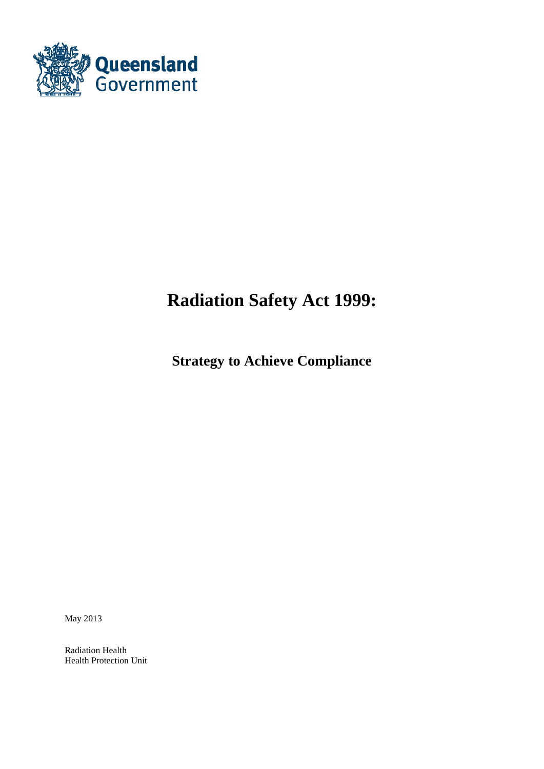Queensland Government

# Radiation Safety Act 1999:

## Strategy to Achieve Compliance

May 2013

Radiation Health
Health Protection Unit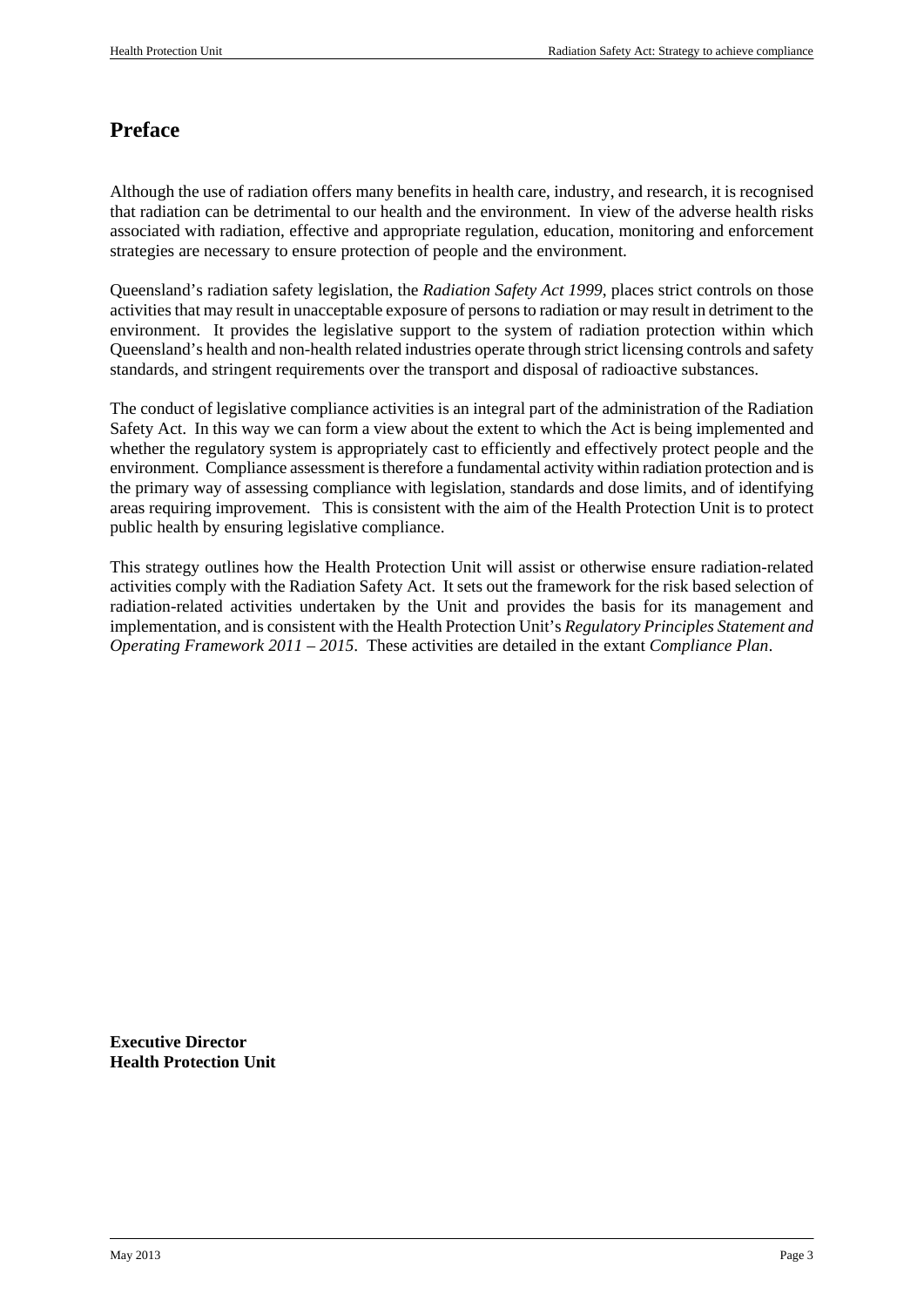# Preface

Although the use of radiation offers many benefits in health care, industry, and research, it is recognised that radiation can be detrimental to our health and the environment. In view of the adverse health risks associated with radiation, effective and appropriate regulation, education, monitoring and enforcement strategies are necessary to ensure protection of people and the environment.

Queensland's radiation safety legislation, the *Radiation Safety Act 1999*, places strict controls on those activities that may result in unacceptable exposure of persons to radiation or may result in detriment to the environment. It provides the legislative support to the system of radiation protection within which Queensland's health and non-health related industries operate through strict licensing controls and safety standards, and stringent requirements over the transport and disposal of radioactive substances.

The conduct of legislative compliance activities is an integral part of the administration of the Radiation Safety Act. In this way we can form a view about the extent to which the Act is being implemented and whether the regulatory system is appropriately cast to efficiently and effectively protect people and the environment. Compliance assessment is therefore a fundamental activity within radiation protection and is the primary way of assessing compliance with legislation, standards and dose limits, and of identifying areas requiring improvement. This is consistent with the aim of the Health Protection Unit is to protect public health by ensuring legislative compliance.

This strategy outlines how the Health Protection Unit will assist or otherwise ensure radiation-related activities comply with the Radiation Safety Act. It sets out the framework for the risk based selection of radiation-related activities undertaken by the Unit and provides the basis for its management and implementation, and is consistent with the Health Protection Unit's *Regulatory Principles Statement and Operating Framework 2011 – 2015*. These activities are detailed in the extant *Compliance Plan*.

**Executive Director**
**Health Protection Unit**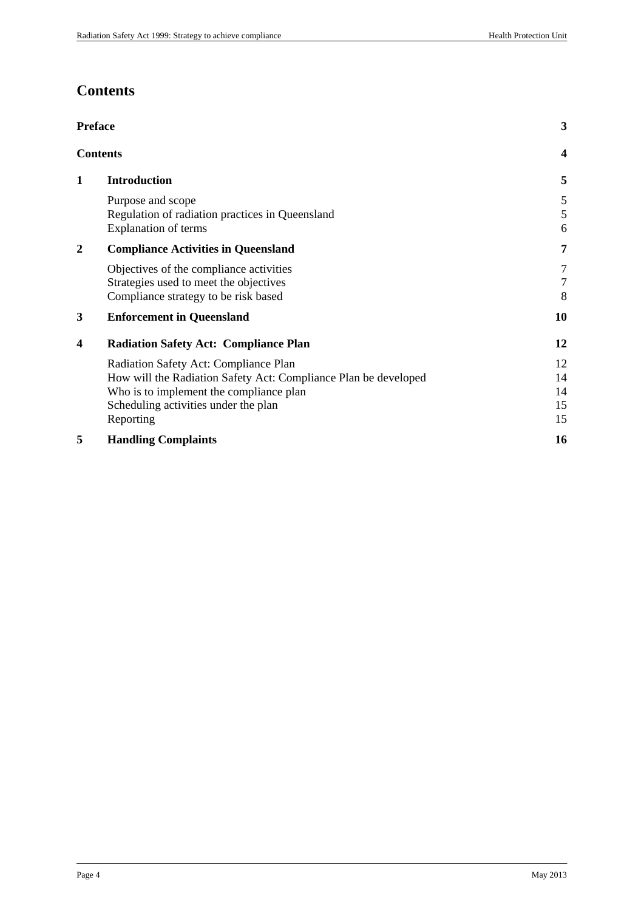# Contents

| | | |
|---|---|---|
| **Preface** | | **3** |
| **Contents** | | **4** |
| **1** | **Introduction** | **5** |
| | Purpose and scope | 5 |
| | Regulation of radiation practices in Queensland | 5 |
| | Explanation of terms | 6 |
| **2** | **Compliance Activities in Queensland** | **7** |
| | Objectives of the compliance activities | 7 |
| | Strategies used to meet the objectives | 7 |
| | Compliance strategy to be risk based | 8 |
| **3** | **Enforcement in Queensland** | **10** |
| **4** | **Radiation Safety Act: Compliance Plan** | **12** |
| | Radiation Safety Act: Compliance Plan | 12 |
| | How will the Radiation Safety Act: Compliance Plan be developed | 14 |
| | Who is to implement the compliance plan | 14 |
| | Scheduling activities under the plan | 15 |
| | Reporting | 15 |
| **5** | **Handling Complaints** | **16** |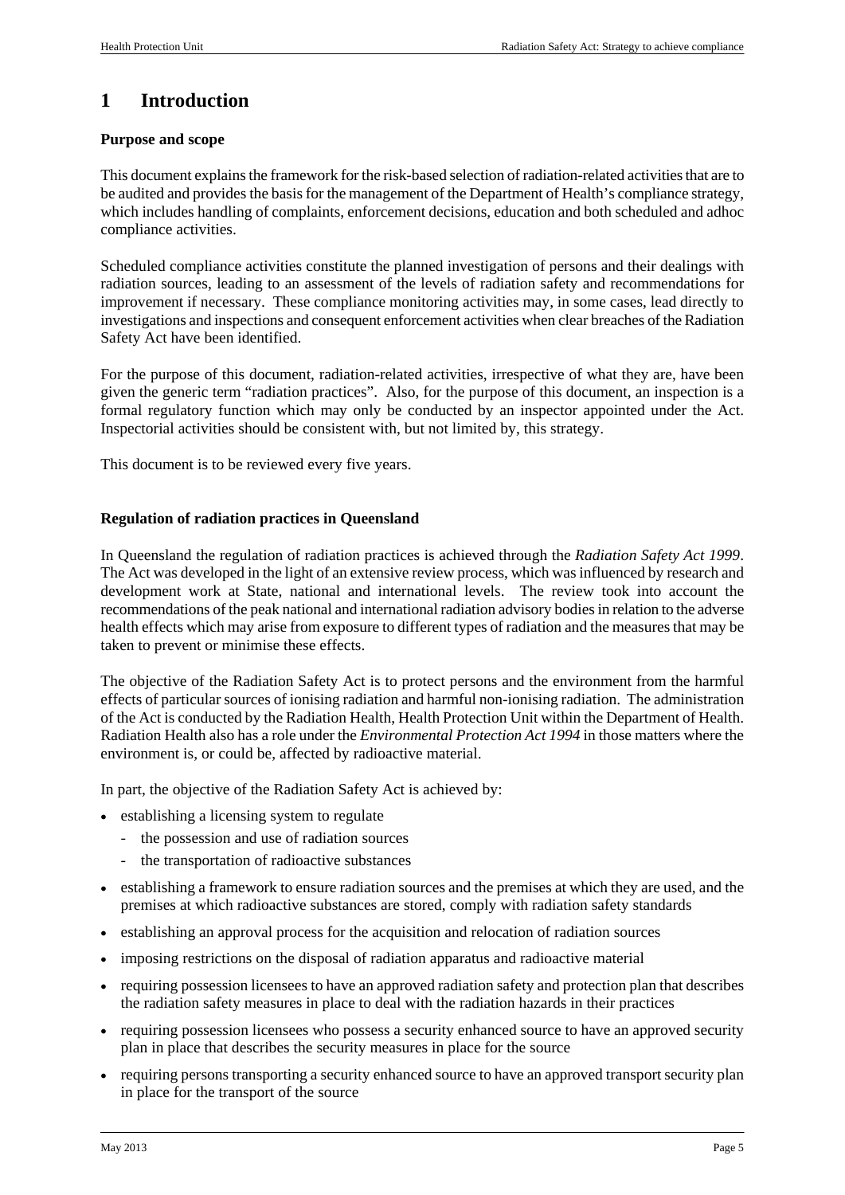# 1 Introduction

**Purpose and scope**

This document explains the framework for the risk-based selection of radiation-related activities that are to be audited and provides the basis for the management of the Department of Health's compliance strategy, which includes handling of complaints, enforcement decisions, education and both scheduled and adhoc compliance activities.

Scheduled compliance activities constitute the planned investigation of persons and their dealings with radiation sources, leading to an assessment of the levels of radiation safety and recommendations for improvement if necessary. These compliance monitoring activities may, in some cases, lead directly to investigations and inspections and consequent enforcement activities when clear breaches of the Radiation Safety Act have been identified.

For the purpose of this document, radiation-related activities, irrespective of what they are, have been given the generic term "radiation practices". Also, for the purpose of this document, an inspection is a formal regulatory function which may only be conducted by an inspector appointed under the Act. Inspectorial activities should be consistent with, but not limited by, this strategy.

This document is to be reviewed every five years.

**Regulation of radiation practices in Queensland**

In Queensland the regulation of radiation practices is achieved through the *Radiation Safety Act 1999*. The Act was developed in the light of an extensive review process, which was influenced by research and development work at State, national and international levels. The review took into account the recommendations of the peak national and international radiation advisory bodies in relation to the adverse health effects which may arise from exposure to different types of radiation and the measures that may be taken to prevent or minimise these effects.

The objective of the Radiation Safety Act is to protect persons and the environment from the harmful effects of particular sources of ionising radiation and harmful non-ionising radiation. The administration of the Act is conducted by the Radiation Health, Health Protection Unit within the Department of Health. Radiation Health also has a role under the *Environmental Protection Act 1994* in those matters where the environment is, or could be, affected by radioactive material.

In part, the objective of the Radiation Safety Act is achieved by:

- establishing a licensing system to regulate
  - the possession and use of radiation sources
  - the transportation of radioactive substances
- establishing a framework to ensure radiation sources and the premises at which they are used, and the premises at which radioactive substances are stored, comply with radiation safety standards
- establishing an approval process for the acquisition and relocation of radiation sources
- imposing restrictions on the disposal of radiation apparatus and radioactive material
- requiring possession licensees to have an approved radiation safety and protection plan that describes the radiation safety measures in place to deal with the radiation hazards in their practices
- requiring possession licensees who possess a security enhanced source to have an approved security plan in place that describes the security measures in place for the source
- requiring persons transporting a security enhanced source to have an approved transport security plan in place for the transport of the source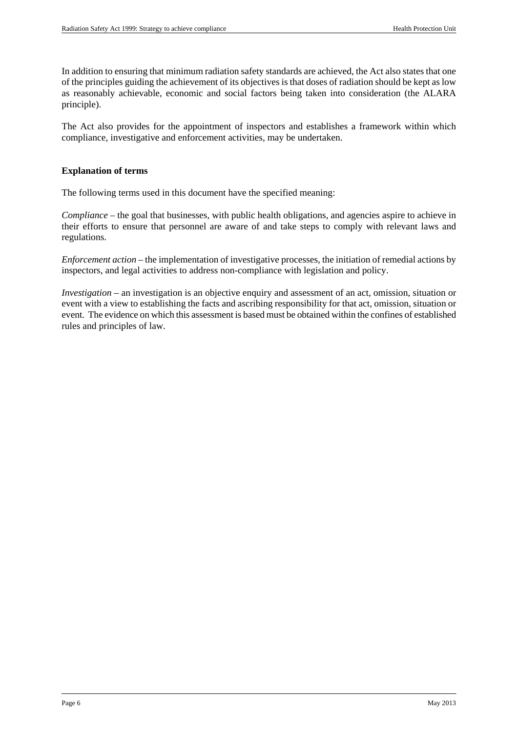In addition to ensuring that minimum radiation safety standards are achieved, the Act also states that one of the principles guiding the achievement of its objectives is that doses of radiation should be kept as low as reasonably achievable, economic and social factors being taken into consideration (the ALARA principle).

The Act also provides for the appointment of inspectors and establishes a framework within which compliance, investigative and enforcement activities, may be undertaken.

## Explanation of terms

The following terms used in this document have the specified meaning:

*Compliance* – the goal that businesses, with public health obligations, and agencies aspire to achieve in their efforts to ensure that personnel are aware of and take steps to comply with relevant laws and regulations.

*Enforcement action* – the implementation of investigative processes, the initiation of remedial actions by inspectors, and legal activities to address non-compliance with legislation and policy.

*Investigation* – an investigation is an objective enquiry and assessment of an act, omission, situation or event with a view to establishing the facts and ascribing responsibility for that act, omission, situation or event. The evidence on which this assessment is based must be obtained within the confines of established rules and principles of law.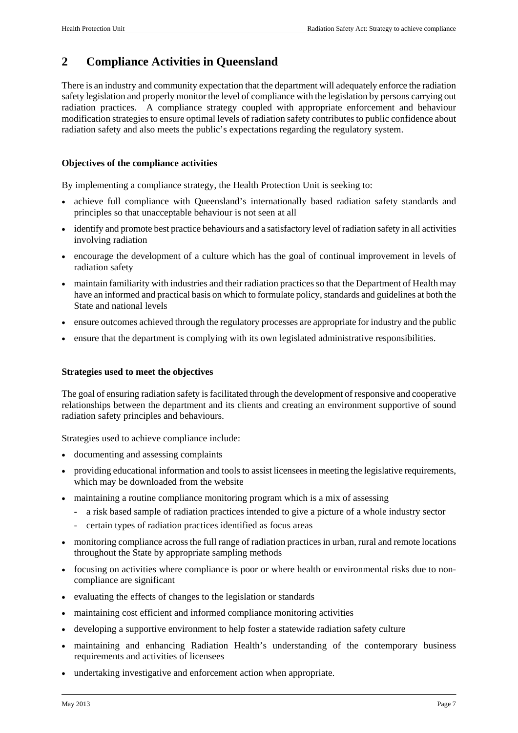# 2 Compliance Activities in Queensland

There is an industry and community expectation that the department will adequately enforce the radiation safety legislation and properly monitor the level of compliance with the legislation by persons carrying out radiation practices. A compliance strategy coupled with appropriate enforcement and behaviour modification strategies to ensure optimal levels of radiation safety contributes to public confidence about radiation safety and also meets the public's expectations regarding the regulatory system.

**Objectives of the compliance activities**

By implementing a compliance strategy, the Health Protection Unit is seeking to:

- achieve full compliance with Queensland's internationally based radiation safety standards and principles so that unacceptable behaviour is not seen at all
- identify and promote best practice behaviours and a satisfactory level of radiation safety in all activities involving radiation
- encourage the development of a culture which has the goal of continual improvement in levels of radiation safety
- maintain familiarity with industries and their radiation practices so that the Department of Health may have an informed and practical basis on which to formulate policy, standards and guidelines at both the State and national levels
- ensure outcomes achieved through the regulatory processes are appropriate for industry and the public
- ensure that the department is complying with its own legislated administrative responsibilities.

**Strategies used to meet the objectives**

The goal of ensuring radiation safety is facilitated through the development of responsive and cooperative relationships between the department and its clients and creating an environment supportive of sound radiation safety principles and behaviours.

Strategies used to achieve compliance include:

- documenting and assessing complaints
- providing educational information and tools to assist licensees in meeting the legislative requirements, which may be downloaded from the website
- maintaining a routine compliance monitoring program which is a mix of assessing
  - a risk based sample of radiation practices intended to give a picture of a whole industry sector
  - certain types of radiation practices identified as focus areas
- monitoring compliance across the full range of radiation practices in urban, rural and remote locations throughout the State by appropriate sampling methods
- focusing on activities where compliance is poor or where health or environmental risks due to non-compliance are significant
- evaluating the effects of changes to the legislation or standards
- maintaining cost efficient and informed compliance monitoring activities
- developing a supportive environment to help foster a statewide radiation safety culture
- maintaining and enhancing Radiation Health's understanding of the contemporary business requirements and activities of licensees
- undertaking investigative and enforcement action when appropriate.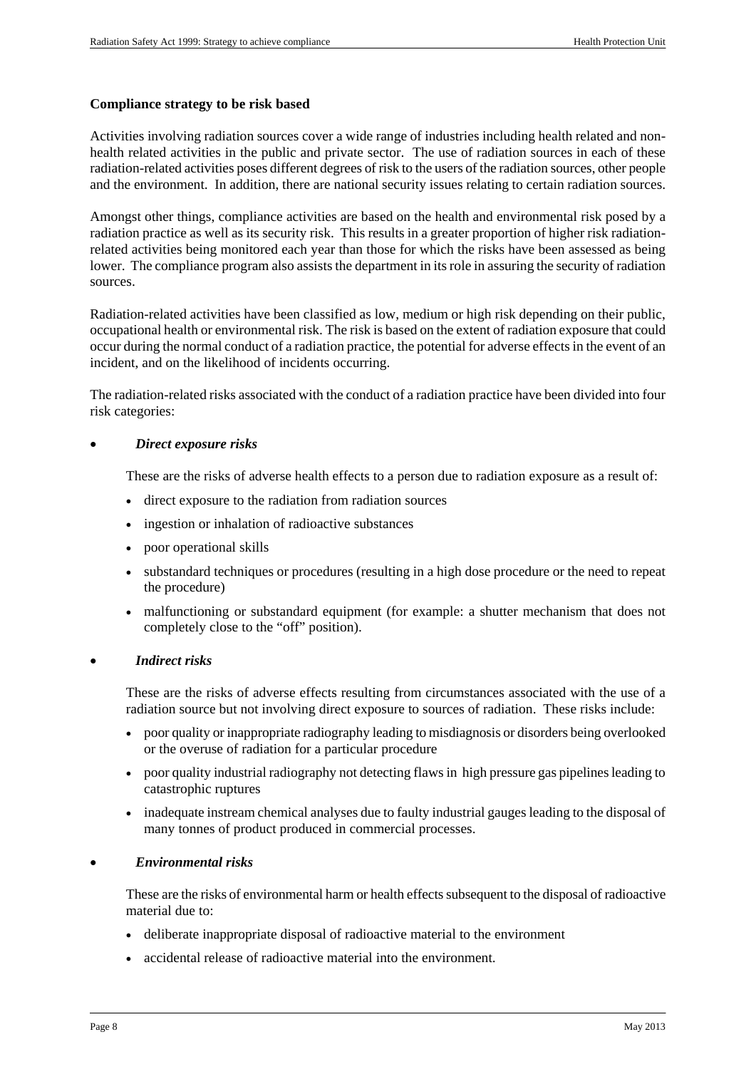**Compliance strategy to be risk based**

Activities involving radiation sources cover a wide range of industries including health related and non-health related activities in the public and private sector. The use of radiation sources in each of these radiation-related activities poses different degrees of risk to the users of the radiation sources, other people and the environment. In addition, there are national security issues relating to certain radiation sources.

Amongst other things, compliance activities are based on the health and environmental risk posed by a radiation practice as well as its security risk. This results in a greater proportion of higher risk radiation-related activities being monitored each year than those for which the risks have been assessed as being lower. The compliance program also assists the department in its role in assuring the security of radiation sources.

Radiation-related activities have been classified as low, medium or high risk depending on their public, occupational health or environmental risk. The risk is based on the extent of radiation exposure that could occur during the normal conduct of a radiation practice, the potential for adverse effects in the event of an incident, and on the likelihood of incidents occurring.

The radiation-related risks associated with the conduct of a radiation practice have been divided into four risk categories:

- ***Direct exposure risks***

  These are the risks of adverse health effects to a person due to radiation exposure as a result of:

  - direct exposure to the radiation from radiation sources
  - ingestion or inhalation of radioactive substances
  - poor operational skills
  - substandard techniques or procedures (resulting in a high dose procedure or the need to repeat the procedure)
  - malfunctioning or substandard equipment (for example: a shutter mechanism that does not completely close to the "off" position).

- ***Indirect risks***

  These are the risks of adverse effects resulting from circumstances associated with the use of a radiation source but not involving direct exposure to sources of radiation. These risks include:

  - poor quality or inappropriate radiography leading to misdiagnosis or disorders being overlooked or the overuse of radiation for a particular procedure
  - poor quality industrial radiography not detecting flaws in high pressure gas pipelines leading to catastrophic ruptures
  - inadequate instream chemical analyses due to faulty industrial gauges leading to the disposal of many tonnes of product produced in commercial processes.

- ***Environmental risks***

  These are the risks of environmental harm or health effects subsequent to the disposal of radioactive material due to:

  - deliberate inappropriate disposal of radioactive material to the environment
  - accidental release of radioactive material into the environment.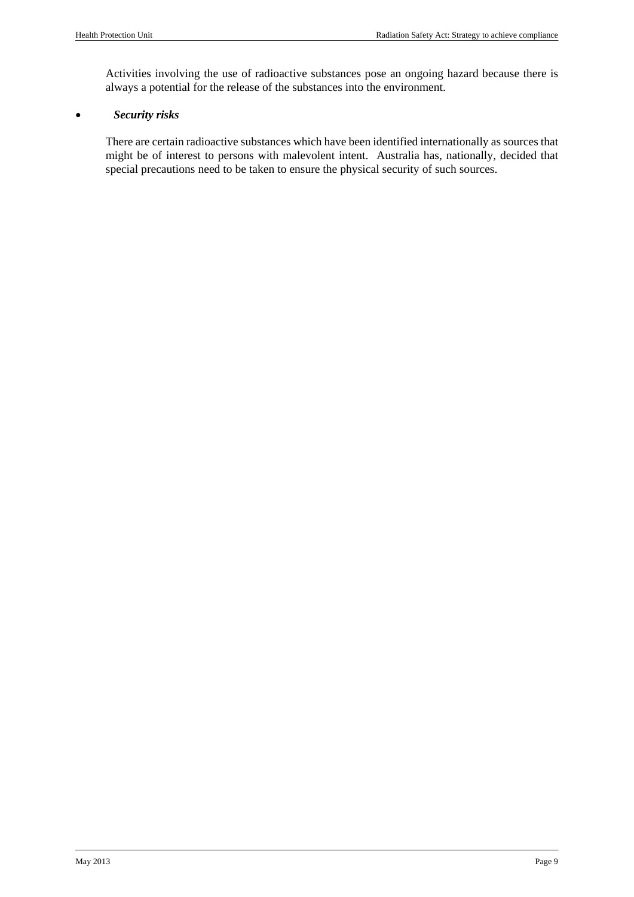Activities involving the use of radioactive substances pose an ongoing hazard because there is always a potential for the release of the substances into the environment.

- ***Security risks***

  There are certain radioactive substances which have been identified internationally as sources that might be of interest to persons with malevolent intent. Australia has, nationally, decided that special precautions need to be taken to ensure the physical security of such sources.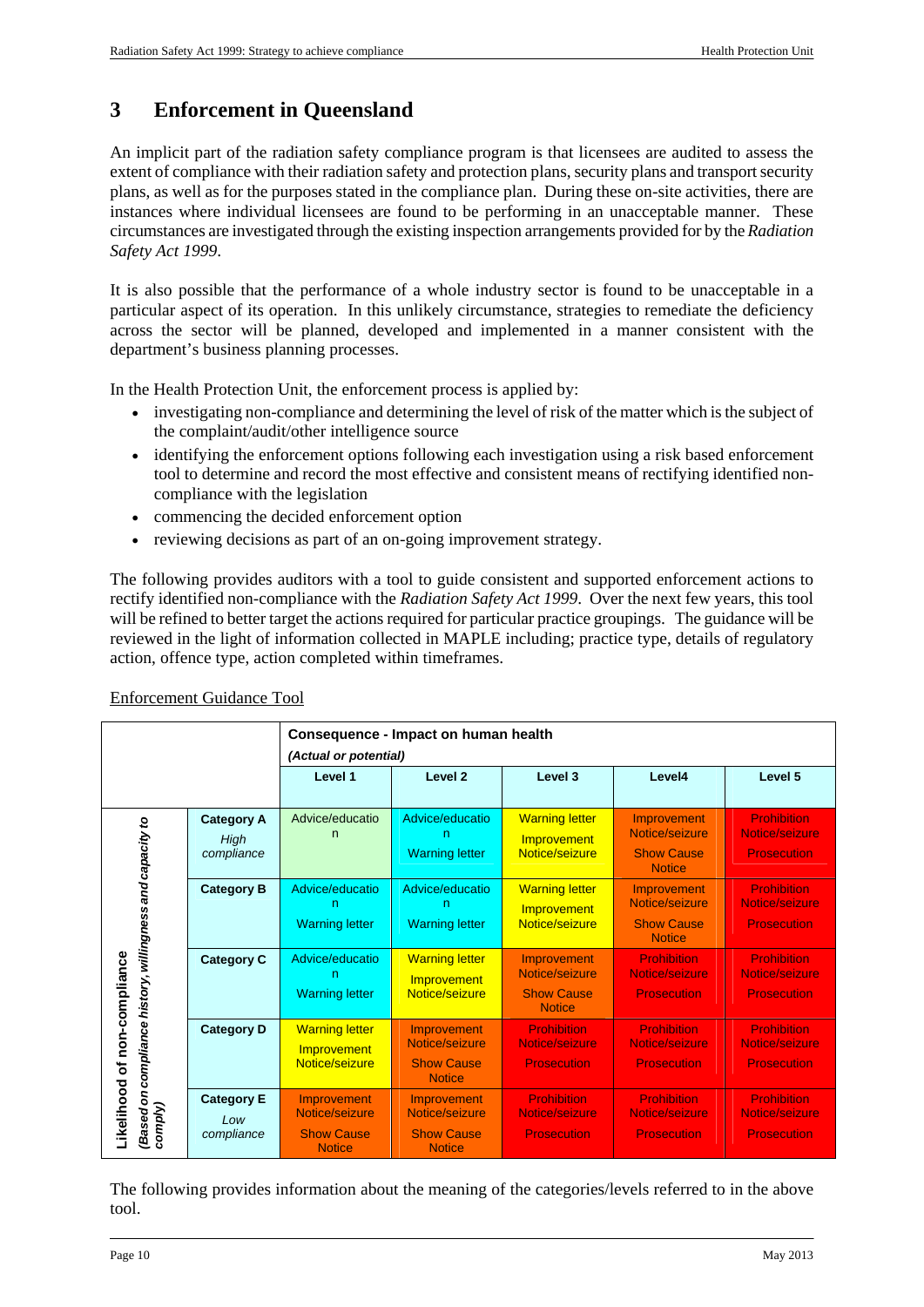# 3 Enforcement in Queensland

An implicit part of the radiation safety compliance program is that licensees are audited to assess the extent of compliance with their radiation safety and protection plans, security plans and transport security plans, as well as for the purposes stated in the compliance plan. During these on-site activities, there are instances where individual licensees are found to be performing in an unacceptable manner. These circumstances are investigated through the existing inspection arrangements provided for by the *Radiation Safety Act 1999*.

It is also possible that the performance of a whole industry sector is found to be unacceptable in a particular aspect of its operation. In this unlikely circumstance, strategies to remediate the deficiency across the sector will be planned, developed and implemented in a manner consistent with the department's business planning processes.

In the Health Protection Unit, the enforcement process is applied by:

- investigating non-compliance and determining the level of risk of the matter which is the subject of the complaint/audit/other intelligence source
- identifying the enforcement options following each investigation using a risk based enforcement tool to determine and record the most effective and consistent means of rectifying identified non-compliance with the legislation
- commencing the decided enforcement option
- reviewing decisions as part of an on-going improvement strategy.

The following provides auditors with a tool to guide consistent and supported enforcement actions to rectify identified non-compliance with the *Radiation Safety Act 1999*. Over the next few years, this tool will be refined to better target the actions required for particular practice groupings. The guidance will be reviewed in the light of information collected in MAPLE including; practice type, details of regulatory action, offence type, action completed within timeframes.

Enforcement Guidance Tool

| Likelihood of non-compliance (Based on compliance history, willingness and capacity to comply) | | Consequence - Impact on human health (Actual or potential) | | | | |
|---|---|---|---|---|---|---|
| | | Level 1 | Level 2 | Level 3 | Level4 | Level 5 |
| | **Category A** *High compliance* | Advice/education | Advice/education<br>Warning letter | Warning letter<br>Improvement Notice/seizure | Improvement Notice/seizure<br>Show Cause Notice | Prohibition Notice/seizure<br>Prosecution |
| | **Category B** | Advice/education<br>Warning letter | Advice/education<br>Warning letter | Warning letter<br>Improvement Notice/seizure | Improvement Notice/seizure<br>Show Cause Notice | Prohibition Notice/seizure<br>Prosecution |
| | **Category C** | Advice/education<br>Warning letter | Warning letter<br>Improvement Notice/seizure | Improvement Notice/seizure<br>Show Cause Notice | Prohibition Notice/seizure<br>Prosecution | Prohibition Notice/seizure<br>Prosecution |
| | **Category D** | Warning letter<br>Improvement Notice/seizure | Improvement Notice/seizure<br>Show Cause Notice | Prohibition Notice/seizure<br>Prosecution | Prohibition Notice/seizure<br>Prosecution | Prohibition Notice/seizure<br>Prosecution |
| | **Category E** *Low compliance* | Improvement Notice/seizure<br>Show Cause Notice | Improvement Notice/seizure<br>Show Cause Notice | Prohibition Notice/seizure<br>Prosecution | Prohibition Notice/seizure<br>Prosecution | Prohibition Notice/seizure<br>Prosecution |

The following provides information about the meaning of the categories/levels referred to in the above tool.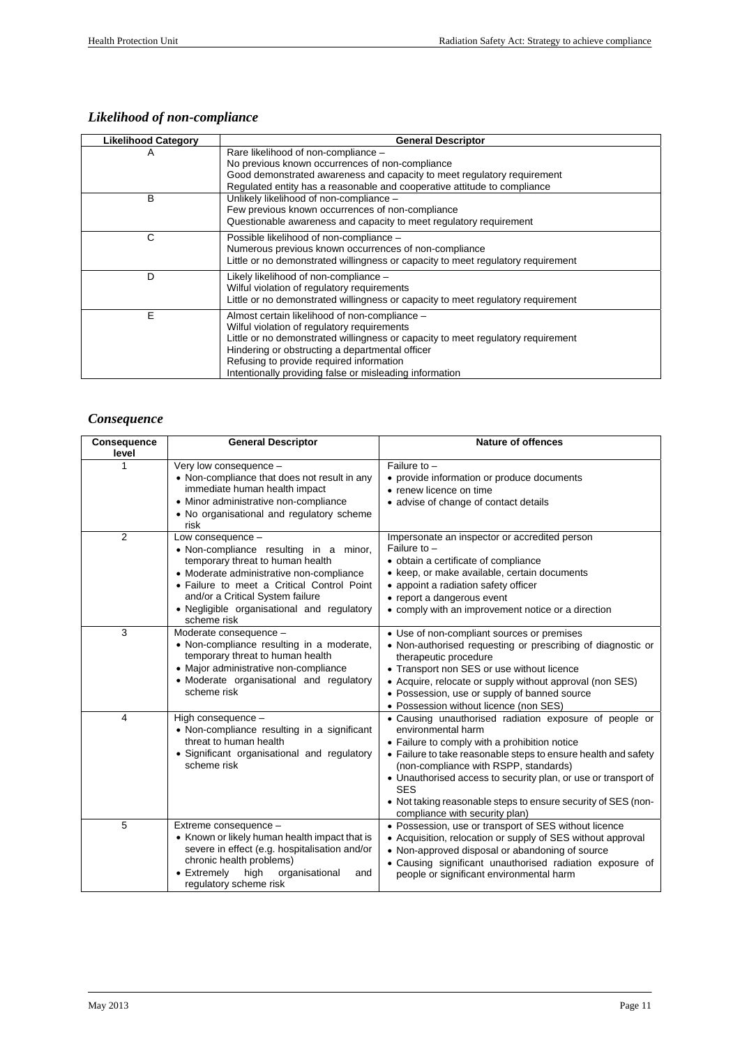### *Likelihood of non-compliance*

| Likelihood Category | General Descriptor |
| --- | --- |
| A | Rare likelihood of non-compliance –<br>No previous known occurrences of non-compliance<br>Good demonstrated awareness and capacity to meet regulatory requirement<br>Regulated entity has a reasonable and cooperative attitude to compliance |
| B | Unlikely likelihood of non-compliance –<br>Few previous known occurrences of non-compliance<br>Questionable awareness and capacity to meet regulatory requirement |
| C | Possible likelihood of non-compliance –<br>Numerous previous known occurrences of non-compliance<br>Little or no demonstrated willingness or capacity to meet regulatory requirement |
| D | Likely likelihood of non-compliance –<br>Wilful violation of regulatory requirements<br>Little or no demonstrated willingness or capacity to meet regulatory requirement |
| E | Almost certain likelihood of non-compliance –<br>Wilful violation of regulatory requirements<br>Little or no demonstrated willingness or capacity to meet regulatory requirement<br>Hindering or obstructing a departmental officer<br>Refusing to provide required information<br>Intentionally providing false or misleading information |

### *Consequence*

| Consequence level | General Descriptor | Nature of offences |
| --- | --- | --- |
| 1 | Very low consequence –<br>• Non-compliance that does not result in any immediate human health impact<br>• Minor administrative non-compliance<br>• No organisational and regulatory scheme risk | Failure to –<br>• provide information or produce documents<br>• renew licence on time<br>• advise of change of contact details |
| 2 | Low consequence –<br>• Non-compliance resulting in a minor, temporary threat to human health<br>• Moderate administrative non-compliance<br>• Failure to meet a Critical Control Point and/or a Critical System failure<br>• Negligible organisational and regulatory scheme risk | Impersonate an inspector or accredited person<br>Failure to –<br>• obtain a certificate of compliance<br>• keep, or make available, certain documents<br>• appoint a radiation safety officer<br>• report a dangerous event<br>• comply with an improvement notice or a direction |
| 3 | Moderate consequence –<br>• Non-compliance resulting in a moderate, temporary threat to human health<br>• Major administrative non-compliance<br>• Moderate organisational and regulatory scheme risk | • Use of non-compliant sources or premises<br>• Non-authorised requesting or prescribing of diagnostic or therapeutic procedure<br>• Transport non SES or use without licence<br>• Acquire, relocate or supply without approval (non SES)<br>• Possession, use or supply of banned source<br>• Possession without licence (non SES) |
| 4 | High consequence –<br>• Non-compliance resulting in a significant threat to human health<br>• Significant organisational and regulatory scheme risk | • Causing unauthorised radiation exposure of people or environmental harm<br>• Failure to comply with a prohibition notice<br>• Failure to take reasonable steps to ensure health and safety (non-compliance with RSPP, standards)<br>• Unauthorised access to security plan, or use or transport of SES<br>• Not taking reasonable steps to ensure security of SES (non-compliance with security plan) |
| 5 | Extreme consequence –<br>• Known or likely human health impact that is severe in effect (e.g. hospitalisation and/or chronic health problems)<br>• Extremely high organisational and regulatory scheme risk | • Possession, use or transport of SES without licence<br>• Acquisition, relocation or supply of SES without approval<br>• Non-approved disposal or abandoning of source<br>• Causing significant unauthorised radiation exposure of people or significant environmental harm |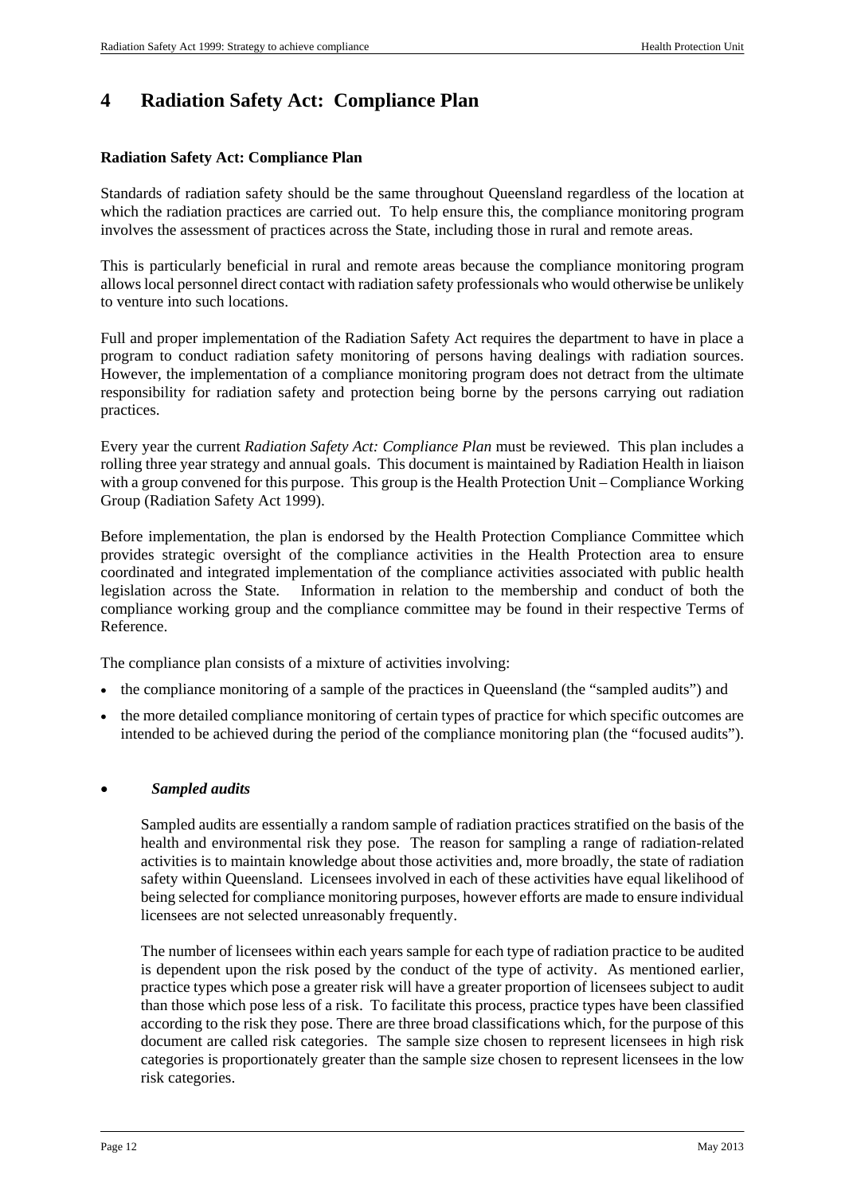# 4 Radiation Safety Act: Compliance Plan

**Radiation Safety Act: Compliance Plan**

Standards of radiation safety should be the same throughout Queensland regardless of the location at which the radiation practices are carried out. To help ensure this, the compliance monitoring program involves the assessment of practices across the State, including those in rural and remote areas.

This is particularly beneficial in rural and remote areas because the compliance monitoring program allows local personnel direct contact with radiation safety professionals who would otherwise be unlikely to venture into such locations.

Full and proper implementation of the Radiation Safety Act requires the department to have in place a program to conduct radiation safety monitoring of persons having dealings with radiation sources. However, the implementation of a compliance monitoring program does not detract from the ultimate responsibility for radiation safety and protection being borne by the persons carrying out radiation practices.

Every year the current *Radiation Safety Act: Compliance Plan* must be reviewed. This plan includes a rolling three year strategy and annual goals. This document is maintained by Radiation Health in liaison with a group convened for this purpose. This group is the Health Protection Unit – Compliance Working Group (Radiation Safety Act 1999).

Before implementation, the plan is endorsed by the Health Protection Compliance Committee which provides strategic oversight of the compliance activities in the Health Protection area to ensure coordinated and integrated implementation of the compliance activities associated with public health legislation across the State. Information in relation to the membership and conduct of both the compliance working group and the compliance committee may be found in their respective Terms of Reference.

The compliance plan consists of a mixture of activities involving:

- the compliance monitoring of a sample of the practices in Queensland (the "sampled audits") and
- the more detailed compliance monitoring of certain types of practice for which specific outcomes are intended to be achieved during the period of the compliance monitoring plan (the "focused audits").

- ***Sampled audits***

  Sampled audits are essentially a random sample of radiation practices stratified on the basis of the health and environmental risk they pose. The reason for sampling a range of radiation-related activities is to maintain knowledge about those activities and, more broadly, the state of radiation safety within Queensland. Licensees involved in each of these activities have equal likelihood of being selected for compliance monitoring purposes, however efforts are made to ensure individual licensees are not selected unreasonably frequently.

  The number of licensees within each years sample for each type of radiation practice to be audited is dependent upon the risk posed by the conduct of the type of activity. As mentioned earlier, practice types which pose a greater risk will have a greater proportion of licensees subject to audit than those which pose less of a risk. To facilitate this process, practice types have been classified according to the risk they pose. There are three broad classifications which, for the purpose of this document are called risk categories. The sample size chosen to represent licensees in high risk categories is proportionately greater than the sample size chosen to represent licensees in the low risk categories.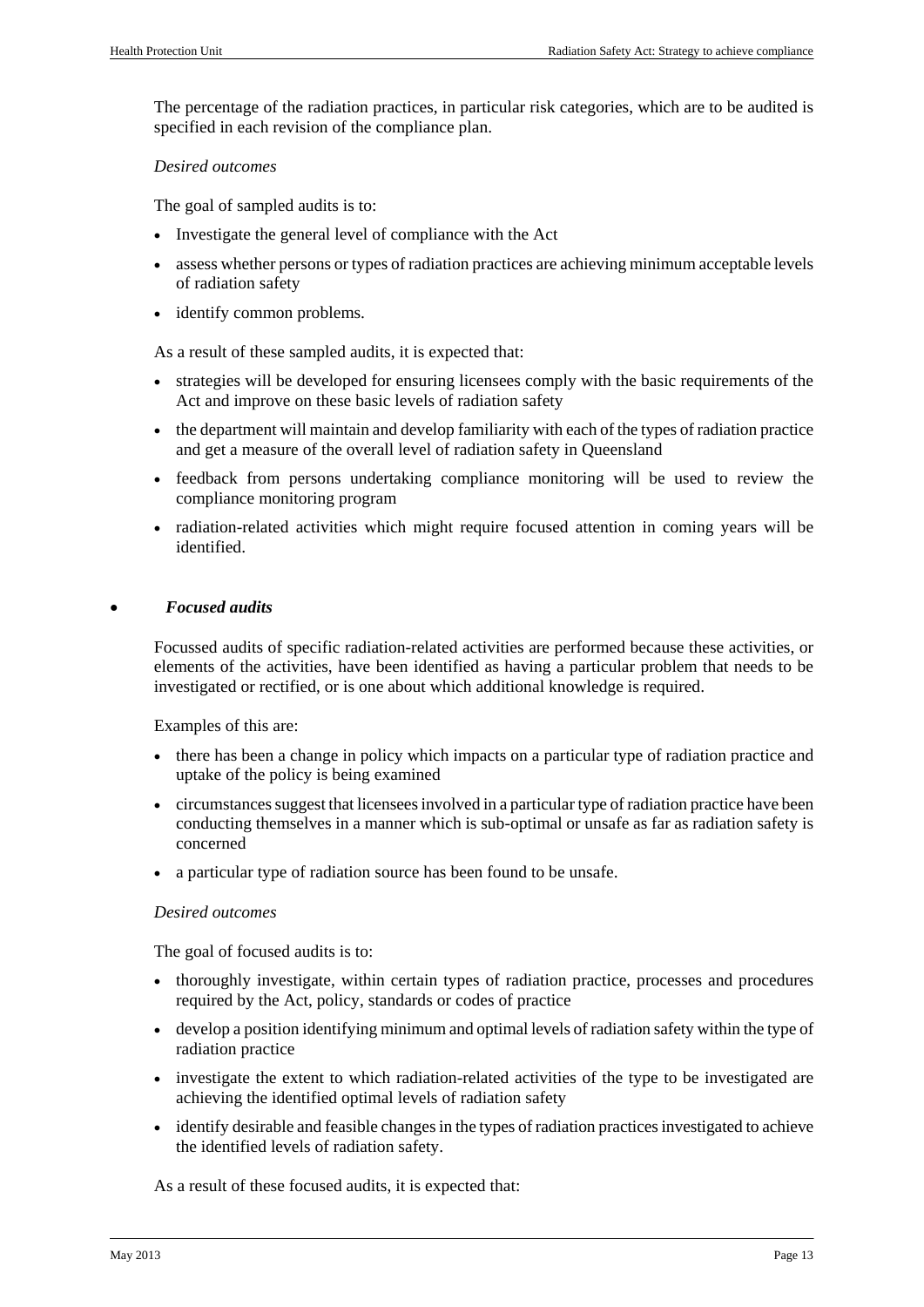The percentage of the radiation practices, in particular risk categories, which are to be audited is specified in each revision of the compliance plan.

*Desired outcomes*

The goal of sampled audits is to:

- Investigate the general level of compliance with the Act
- assess whether persons or types of radiation practices are achieving minimum acceptable levels of radiation safety
- identify common problems.

As a result of these sampled audits, it is expected that:

- strategies will be developed for ensuring licensees comply with the basic requirements of the Act and improve on these basic levels of radiation safety
- the department will maintain and develop familiarity with each of the types of radiation practice and get a measure of the overall level of radiation safety in Queensland
- feedback from persons undertaking compliance monitoring will be used to review the compliance monitoring program
- radiation-related activities which might require focused attention in coming years will be identified.

- ***Focused audits***

Focussed audits of specific radiation-related activities are performed because these activities, or elements of the activities, have been identified as having a particular problem that needs to be investigated or rectified, or is one about which additional knowledge is required.

Examples of this are:

- there has been a change in policy which impacts on a particular type of radiation practice and uptake of the policy is being examined
- circumstances suggest that licensees involved in a particular type of radiation practice have been conducting themselves in a manner which is sub-optimal or unsafe as far as radiation safety is concerned
- a particular type of radiation source has been found to be unsafe.

*Desired outcomes*

The goal of focused audits is to:

- thoroughly investigate, within certain types of radiation practice, processes and procedures required by the Act, policy, standards or codes of practice
- develop a position identifying minimum and optimal levels of radiation safety within the type of radiation practice
- investigate the extent to which radiation-related activities of the type to be investigated are achieving the identified optimal levels of radiation safety
- identify desirable and feasible changes in the types of radiation practices investigated to achieve the identified levels of radiation safety.

As a result of these focused audits, it is expected that: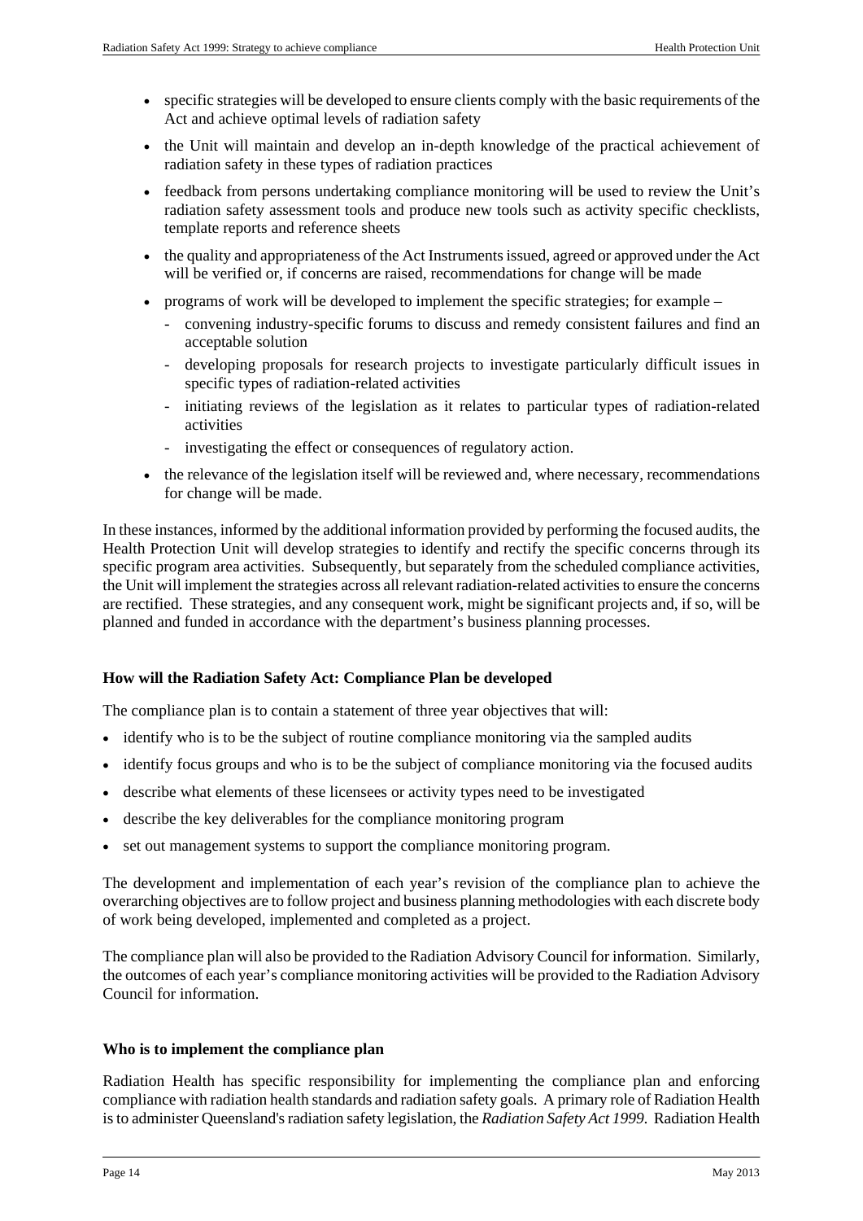- specific strategies will be developed to ensure clients comply with the basic requirements of the Act and achieve optimal levels of radiation safety
- the Unit will maintain and develop an in-depth knowledge of the practical achievement of radiation safety in these types of radiation practices
- feedback from persons undertaking compliance monitoring will be used to review the Unit's radiation safety assessment tools and produce new tools such as activity specific checklists, template reports and reference sheets
- the quality and appropriateness of the Act Instruments issued, agreed or approved under the Act will be verified or, if concerns are raised, recommendations for change will be made
- programs of work will be developed to implement the specific strategies; for example –
  - convening industry-specific forums to discuss and remedy consistent failures and find an acceptable solution
  - developing proposals for research projects to investigate particularly difficult issues in specific types of radiation-related activities
  - initiating reviews of the legislation as it relates to particular types of radiation-related activities
  - investigating the effect or consequences of regulatory action.
- the relevance of the legislation itself will be reviewed and, where necessary, recommendations for change will be made.

In these instances, informed by the additional information provided by performing the focused audits, the Health Protection Unit will develop strategies to identify and rectify the specific concerns through its specific program area activities. Subsequently, but separately from the scheduled compliance activities, the Unit will implement the strategies across all relevant radiation-related activities to ensure the concerns are rectified. These strategies, and any consequent work, might be significant projects and, if so, will be planned and funded in accordance with the department's business planning processes.

**How will the Radiation Safety Act: Compliance Plan be developed**

The compliance plan is to contain a statement of three year objectives that will:

- identify who is to be the subject of routine compliance monitoring via the sampled audits
- identify focus groups and who is to be the subject of compliance monitoring via the focused audits
- describe what elements of these licensees or activity types need to be investigated
- describe the key deliverables for the compliance monitoring program
- set out management systems to support the compliance monitoring program.

The development and implementation of each year's revision of the compliance plan to achieve the overarching objectives are to follow project and business planning methodologies with each discrete body of work being developed, implemented and completed as a project.

The compliance plan will also be provided to the Radiation Advisory Council for information. Similarly, the outcomes of each year's compliance monitoring activities will be provided to the Radiation Advisory Council for information.

**Who is to implement the compliance plan**

Radiation Health has specific responsibility for implementing the compliance plan and enforcing compliance with radiation health standards and radiation safety goals. A primary role of Radiation Health is to administer Queensland's radiation safety legislation, the *Radiation Safety Act 1999*. Radiation Health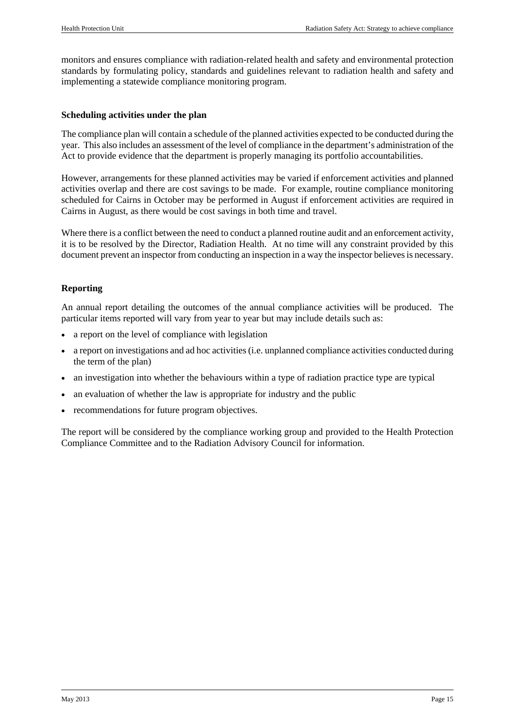monitors and ensures compliance with radiation-related health and safety and environmental protection standards by formulating policy, standards and guidelines relevant to radiation health and safety and implementing a statewide compliance monitoring program.

### Scheduling activities under the plan

The compliance plan will contain a schedule of the planned activities expected to be conducted during the year. This also includes an assessment of the level of compliance in the department's administration of the Act to provide evidence that the department is properly managing its portfolio accountabilities.

However, arrangements for these planned activities may be varied if enforcement activities and planned activities overlap and there are cost savings to be made. For example, routine compliance monitoring scheduled for Cairns in October may be performed in August if enforcement activities are required in Cairns in August, as there would be cost savings in both time and travel.

Where there is a conflict between the need to conduct a planned routine audit and an enforcement activity, it is to be resolved by the Director, Radiation Health. At no time will any constraint provided by this document prevent an inspector from conducting an inspection in a way the inspector believes is necessary.

### Reporting

An annual report detailing the outcomes of the annual compliance activities will be produced. The particular items reported will vary from year to year but may include details such as:

- a report on the level of compliance with legislation
- a report on investigations and ad hoc activities (i.e. unplanned compliance activities conducted during the term of the plan)
- an investigation into whether the behaviours within a type of radiation practice type are typical
- an evaluation of whether the law is appropriate for industry and the public
- recommendations for future program objectives.

The report will be considered by the compliance working group and provided to the Health Protection Compliance Committee and to the Radiation Advisory Council for information.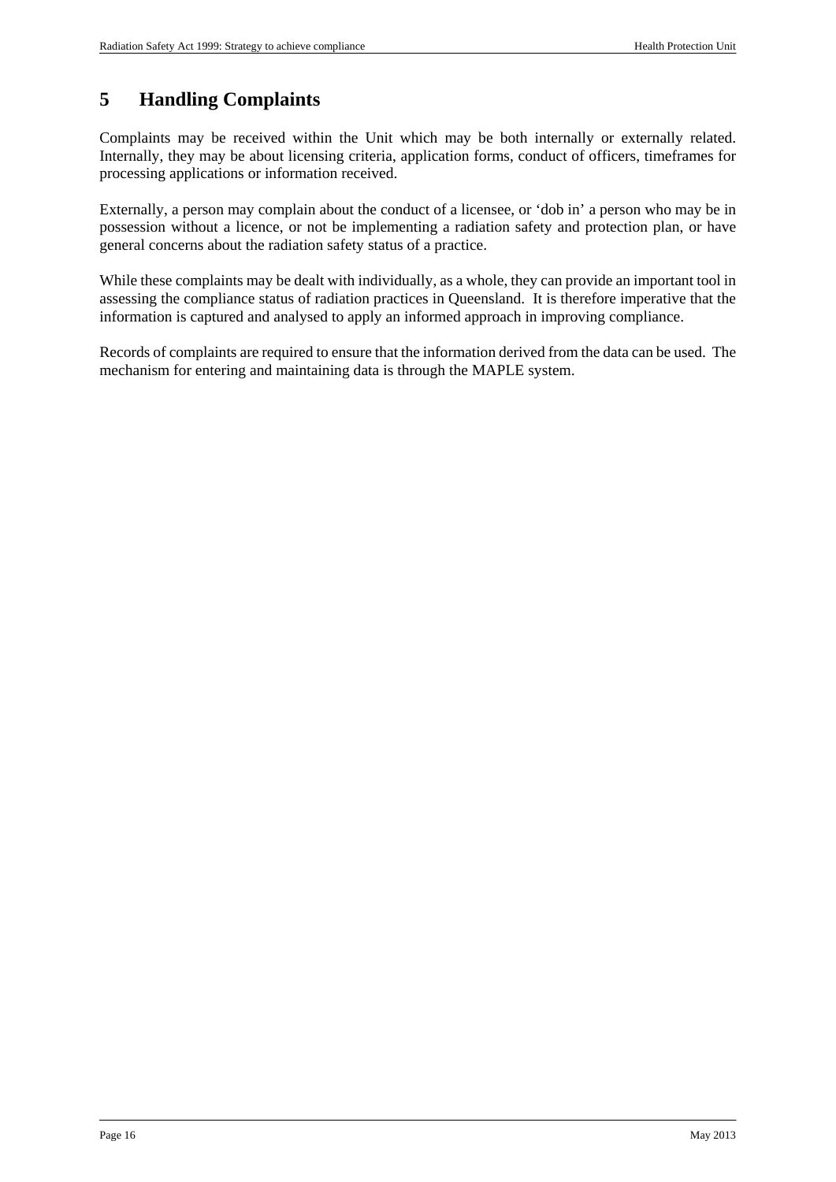# 5 Handling Complaints

Complaints may be received within the Unit which may be both internally or externally related. Internally, they may be about licensing criteria, application forms, conduct of officers, timeframes for processing applications or information received.

Externally, a person may complain about the conduct of a licensee, or 'dob in' a person who may be in possession without a licence, or not be implementing a radiation safety and protection plan, or have general concerns about the radiation safety status of a practice.

While these complaints may be dealt with individually, as a whole, they can provide an important tool in assessing the compliance status of radiation practices in Queensland. It is therefore imperative that the information is captured and analysed to apply an informed approach in improving compliance.

Records of complaints are required to ensure that the information derived from the data can be used. The mechanism for entering and maintaining data is through the MAPLE system.